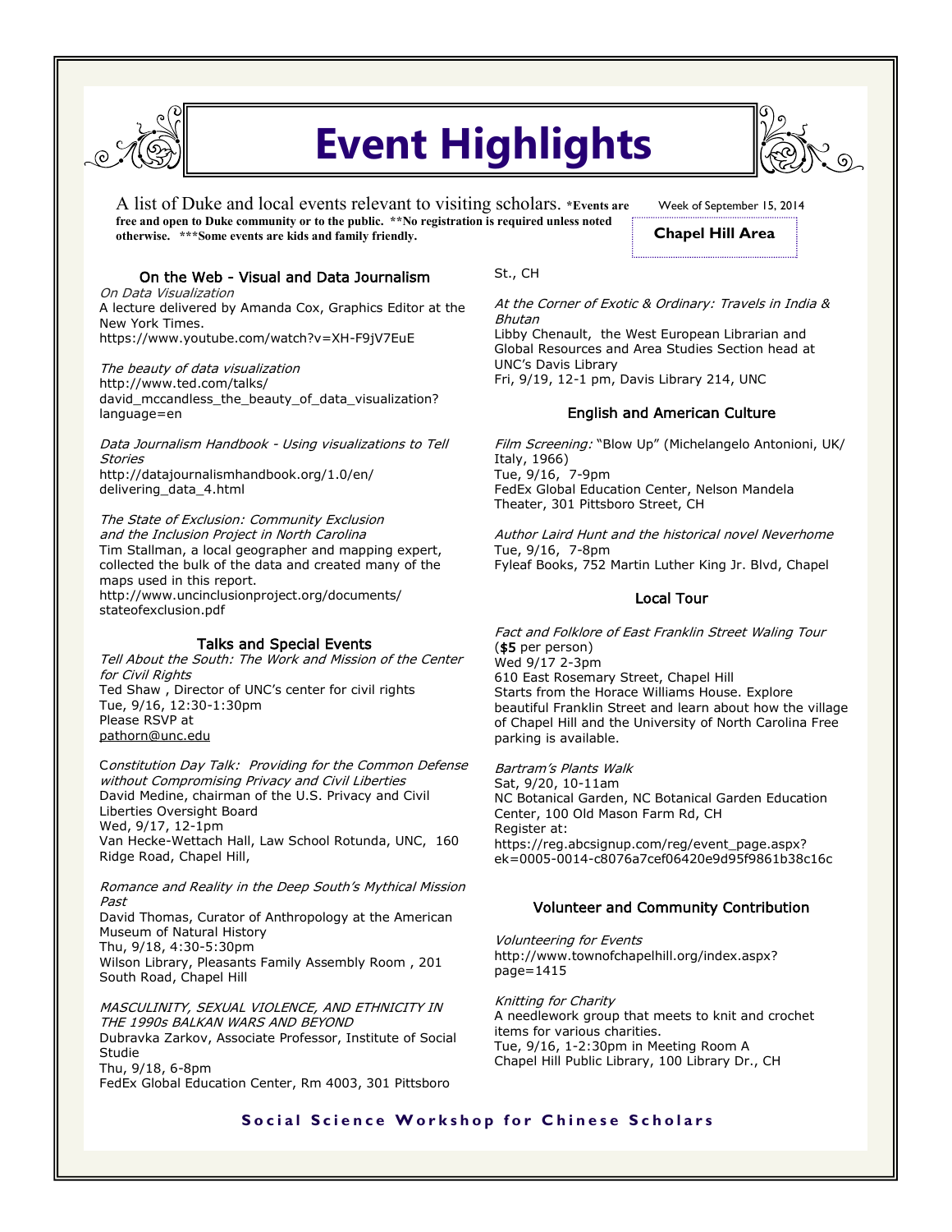# Event Highlights

A list of Duke and local events relevant to visiting scholars. **\*Events are free and open to Duke community or to the public. \*\*No registration is required unless noted otherwise. \*\*\*Some events are kids and family friendly.**

Week of September 15, 2014

**Chapel Hill Area**

## On the Web - Visual and Data Journalism

*On Data Visualization*
A lecture delivered by Amanda Cox, Graphics Editor at the New York Times.
https://www.youtube.com/watch?v=XH-F9jV7EuE

*The beauty of data visualization*
http://www.ted.com/talks/david_mccandless_the_beauty_of_data_visualization?language=en

*Data Journalism Handbook - Using visualizations to Tell Stories*
http://datajournalismhandbook.org/1.0/en/delivering_data_4.html

*The State of Exclusion: Community Exclusion and the Inclusion Project in North Carolina*
Tim Stallman, a local geographer and mapping expert, collected the bulk of the data and created many of the maps used in this report.
http://www.uncinclusionproject.org/documents/stateofexclusion.pdf

## Talks and Special Events

*Tell About the South: The Work and Mission of the Center for Civil Rights*
Ted Shaw , Director of UNC's center for civil rights
Tue, 9/16, 12:30-1:30pm
Please RSVP at
pathorn@unc.edu

C*onstitution Day Talk: Providing for the Common Defense without Compromising Privacy and Civil Liberties*
David Medine, chairman of the U.S. Privacy and Civil Liberties Oversight Board
Wed, 9/17, 12-1pm
Van Hecke-Wettach Hall, Law School Rotunda, UNC, 160 Ridge Road, Chapel Hill,

*Romance and Reality in the Deep South's Mythical Mission Past*
David Thomas, Curator of Anthropology at the American Museum of Natural History
Thu, 9/18, 4:30-5:30pm
Wilson Library, Pleasants Family Assembly Room , 201 South Road, Chapel Hill

*MASCULINITY, SEXUAL VIOLENCE, AND ETHNICITY IN THE 1990s BALKAN WARS AND BEYOND*
Dubravka Zarkov, Associate Professor, Institute of Social Studie
Thu, 9/18, 6-8pm
FedEx Global Education Center, Rm 4003, 301 Pittsboro St., CH

*At the Corner of Exotic & Ordinary: Travels in India & Bhutan*
Libby Chenault, the West European Librarian and Global Resources and Area Studies Section head at UNC's Davis Library
Fri, 9/19, 12-1 pm, Davis Library 214, UNC

## English and American Culture

*Film Screening:* "Blow Up" (Michelangelo Antonioni, UK/ Italy, 1966)
Tue, 9/16, 7-9pm
FedEx Global Education Center, Nelson Mandela Theater, 301 Pittsboro Street, CH

*Author Laird Hunt and the historical novel Neverhome*
Tue, 9/16, 7-8pm
Fyleaf Books, 752 Martin Luther King Jr. Blvd, Chapel

## Local Tour

*Fact and Folklore of East Franklin Street Waling Tour*
(**$5** per person)
Wed 9/17 2-3pm
610 East Rosemary Street, Chapel Hill
Starts from the Horace Williams House. Explore beautiful Franklin Street and learn about how the village of Chapel Hill and the University of North Carolina Free parking is available.

*Bartram's Plants Walk*
Sat, 9/20, 10-11am
NC Botanical Garden, NC Botanical Garden Education Center, 100 Old Mason Farm Rd, CH
Register at:
https://reg.abcsignup.com/reg/event_page.aspx?ek=0005-0014-c8076a7cef06420e9d95f9861b38c16c

## Volunteer and Community Contribution

*Volunteering for Events*
http://www.townofchapelhill.org/index.aspx?page=1415

*Knitting for Charity*
A needlework group that meets to knit and crochet items for various charities.
Tue, 9/16, 1-2:30pm in Meeting Room A
Chapel Hill Public Library, 100 Library Dr., CH

**Social Science Workshop for Chinese Scholars**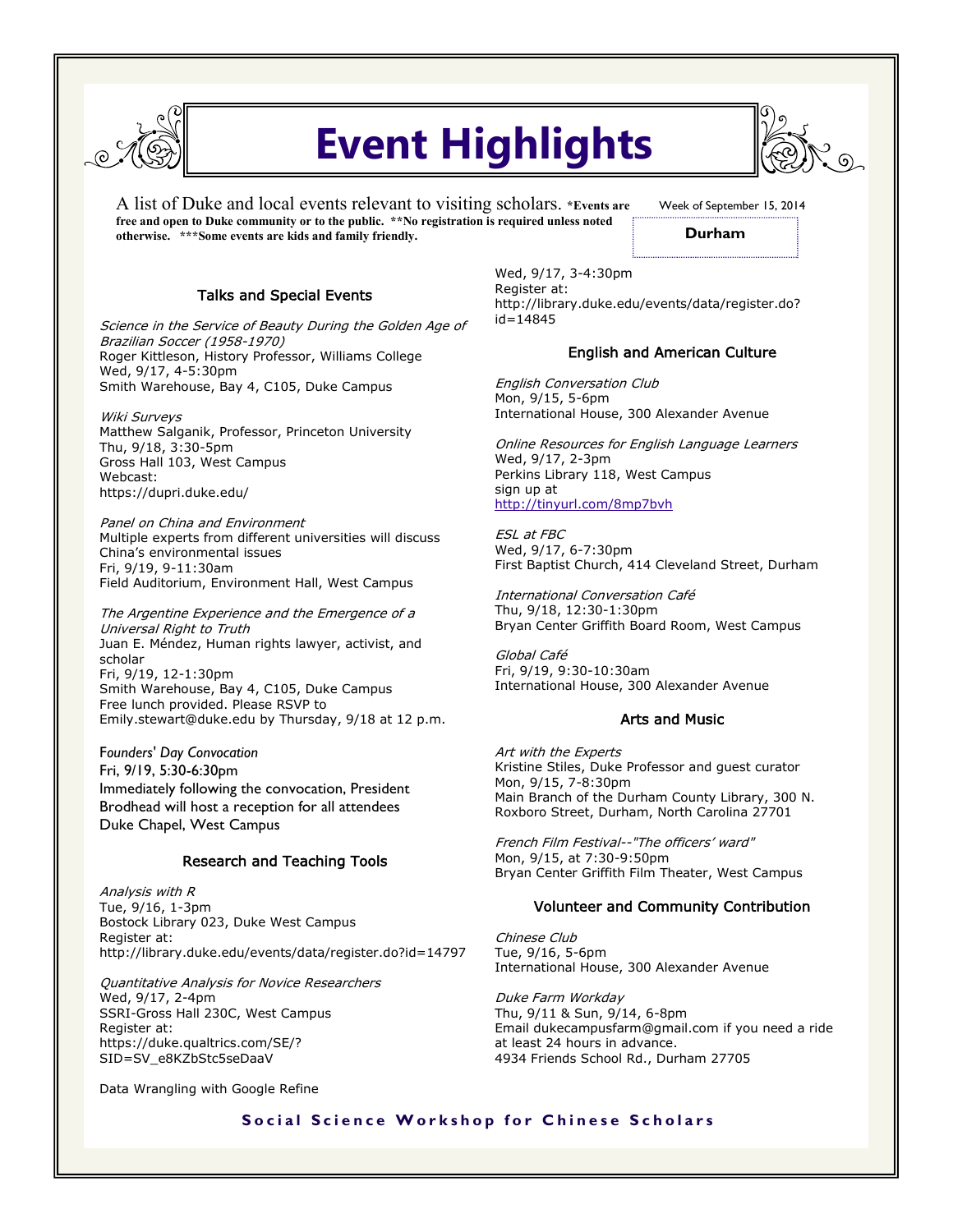# Event Highlights

A list of Duke and local events relevant to visiting scholars. ***Events are free and open to Duke community or to the public. **No registration is required unless noted otherwise. ***Some events are kids and family friendly.**

Week of September 15, 2014

**Durham**

## Talks and Special Events

*Science in the Service of Beauty During the Golden Age of Brazilian Soccer (1958-1970)*
Roger Kittleson, History Professor, Williams College
Wed, 9/17, 4-5:30pm
Smith Warehouse, Bay 4, C105, Duke Campus

*Wiki Surveys*
Matthew Salganik, Professor, Princeton University
Thu, 9/18, 3:30-5pm
Gross Hall 103, West Campus
Webcast:
https://dupri.duke.edu/

*Panel on China and Environment*
Multiple experts from different universities will discuss China's environmental issues
Fri, 9/19, 9-11:30am
Field Auditorium, Environment Hall, West Campus

*The Argentine Experience and the Emergence of a Universal Right to Truth*
Juan E. Méndez, Human rights lawyer, activist, and scholar
Fri, 9/19, 12-1:30pm
Smith Warehouse, Bay 4, C105, Duke Campus
Free lunch provided. Please RSVP to Emily.stewart@duke.edu by Thursday, 9/18 at 12 p.m.

*Founders' Day Convocation*
Fri, 9/19, 5:30-6:30pm
Immediately following the convocation, President Brodhead will host a reception for all attendees
Duke Chapel, West Campus

## Research and Teaching Tools

*Analysis with R*
Tue, 9/16, 1-3pm
Bostock Library 023, Duke West Campus
Register at:
http://library.duke.edu/events/data/register.do?id=14797

*Quantitative Analysis for Novice Researchers*
Wed, 9/17, 2-4pm
SSRI-Gross Hall 230C, West Campus
Register at:
https://duke.qualtrics.com/SE/?SID=SV_e8KZbStc5seDaaV

Data Wrangling with Google Refine
Wed, 9/17, 3-4:30pm
Register at:
http://library.duke.edu/events/data/register.do?id=14845

## English and American Culture

*English Conversation Club*
Mon, 9/15, 5-6pm
International House, 300 Alexander Avenue

*Online Resources for English Language Learners*
Wed, 9/17, 2-3pm
Perkins Library 118, West Campus
sign up at
http://tinyurl.com/8mp7bvh

*ESL at FBC*
Wed, 9/17, 6-7:30pm
First Baptist Church, 414 Cleveland Street, Durham

*International Conversation Café*
Thu, 9/18, 12:30-1:30pm
Bryan Center Griffith Board Room, West Campus

*Global Café*
Fri, 9/19, 9:30-10:30am
International House, 300 Alexander Avenue

## Arts and Music

*Art with the Experts*
Kristine Stiles, Duke Professor and guest curator
Mon, 9/15, 7-8:30pm
Main Branch of the Durham County Library, 300 N. Roxboro Street, Durham, North Carolina 27701

*French Film Festival--"The officers' ward"*
Mon, 9/15, at 7:30-9:50pm
Bryan Center Griffith Film Theater, West Campus

## Volunteer and Community Contribution

*Chinese Club*
Tue, 9/16, 5-6pm
International House, 300 Alexander Avenue

*Duke Farm Workday*
Thu, 9/11 & Sun, 9/14, 6-8pm
Email dukecampusfarm@gmail.com if you need a ride at least 24 hours in advance.
4934 Friends School Rd., Durham 27705

**Social Science Workshop for Chinese Scholars**